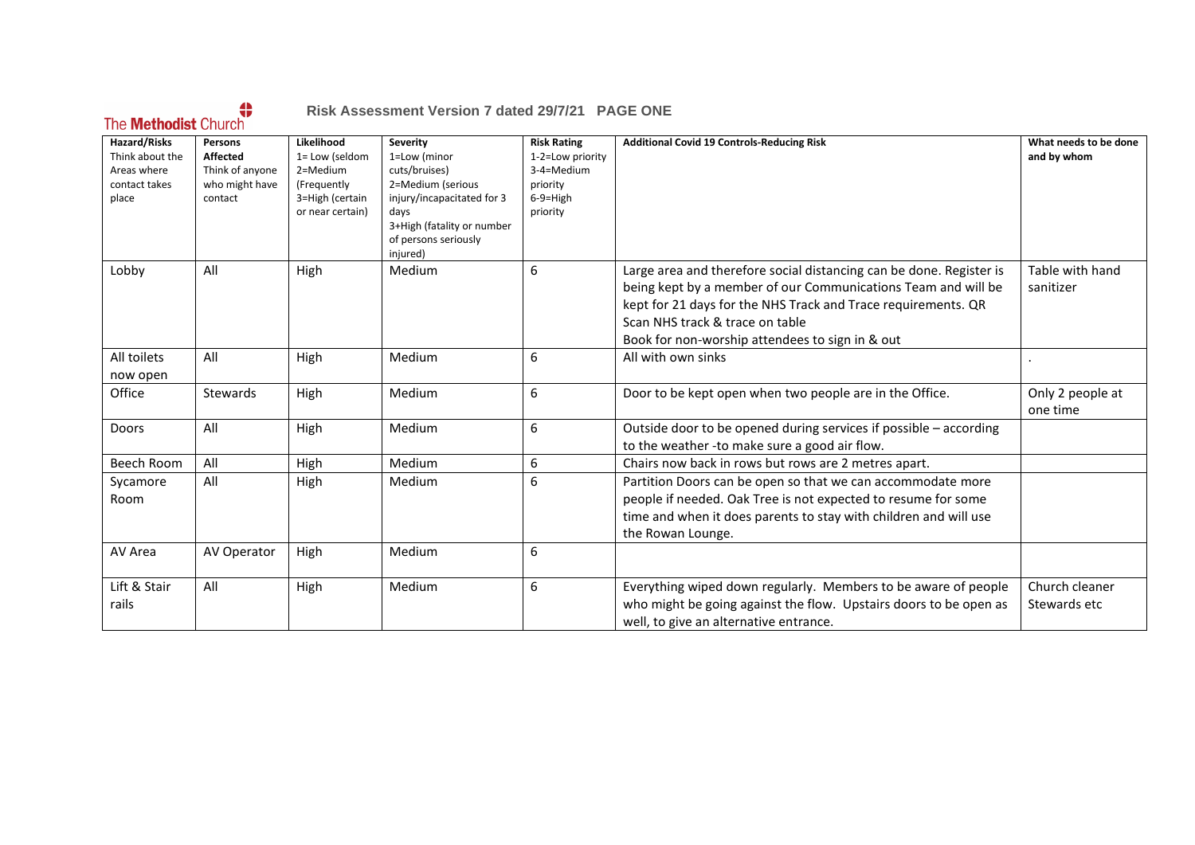The Methodist Church

**Risk Assessment Version 7 dated 29/7/21 PAGE ONE**

| **Hazard/Risks** Think about the Areas where contact takes place | **Persons Affected** Think of anyone who might have contact | **Likelihood** 1= Low (seldom 2=Medium (Frequently 3=High (certain or near certain) | **Severity** 1=Low (minor cuts/bruises) 2=Medium (serious injury/incapacitated for 3 days 3+High (fatality or number of persons seriously injured) | **Risk Rating** 1-2=Low priority 3-4=Medium priority 6-9=High priority | **Additional Covid 19 Controls-Reducing Risk** | **What needs to be done and by whom** |
|---|---|---|---|---|---|---|
| Lobby | All | High | Medium | 6 | Large area and therefore social distancing can be done. Register is being kept by a member of our Communications Team and will be kept for 21 days for the NHS Track and Trace requirements. QR Scan NHS track & trace on table<br>Book for non-worship attendees to sign in & out | Table with hand sanitizer |
| All toilets now open | All | High | Medium | 6 | All with own sinks | . |
| Office | Stewards | High | Medium | 6 | Door to be kept open when two people are in the Office. | Only 2 people at one time |
| Doors | All | High | Medium | 6 | Outside door to be opened during services if possible – according to the weather -to make sure a good air flow. | |
| Beech Room | All | High | Medium | 6 | Chairs now back in rows but rows are 2 metres apart. | |
| Sycamore Room | All | High | Medium | 6 | Partition Doors can be open so that we can accommodate more people if needed. Oak Tree is not expected to resume for some time and when it does parents to stay with children and will use the Rowan Lounge. | |
| AV Area | AV Operator | High | Medium | 6 | | |
| Lift & Stair rails | All | High | Medium | 6 | Everything wiped down regularly. Members to be aware of people who might be going against the flow. Upstairs doors to be open as well, to give an alternative entrance. | Church cleaner<br>Stewards etc |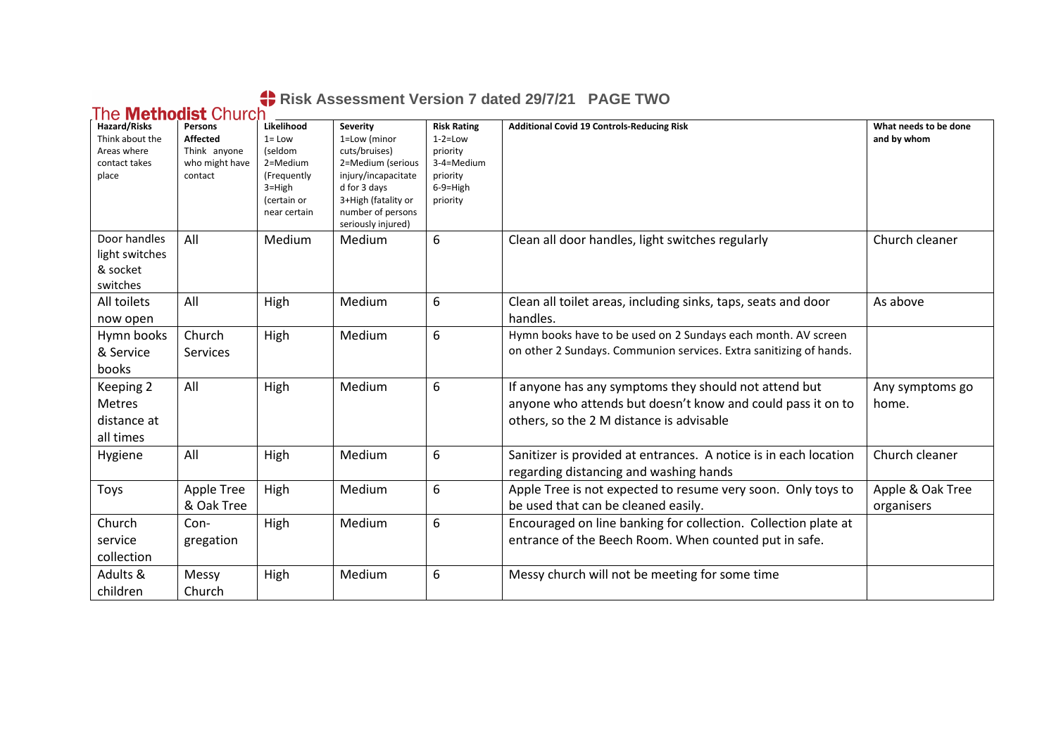The Methodist Church

# Risk Assessment Version 7 dated 29/7/21 PAGE TWO

| Hazard/Risks Think about the Areas where contact takes place | Persons Affected Think anyone who might have contact | Likelihood 1= Low (seldom 2=Medium (Frequently 3=High (certain or near certain | Severity 1=Low (minor cuts/bruises) 2=Medium (serious injury/incapacitated for 3 days 3+High (fatality or number of persons seriously injured) | Risk Rating 1-2=Low priority 3-4=Medium priority 6-9=High priority | Additional Covid 19 Controls-Reducing Risk | What needs to be done and by whom |
|---|---|---|---|---|---|---|
| Door handles light switches & socket switches | All | Medium | Medium | 6 | Clean all door handles, light switches regularly | Church cleaner |
| All toilets now open | All | High | Medium | 6 | Clean all toilet areas, including sinks, taps, seats and door handles. | As above |
| Hymn books & Service books | Church Services | High | Medium | 6 | Hymn books have to be used on 2 Sundays each month. AV screen on other 2 Sundays. Communion services. Extra sanitizing of hands. | |
| Keeping 2 Metres distance at all times | All | High | Medium | 6 | If anyone has any symptoms they should not attend but anyone who attends but doesn't know and could pass it on to others, so the 2 M distance is advisable | Any symptoms go home. |
| Hygiene | All | High | Medium | 6 | Sanitizer is provided at entrances. A notice is in each location regarding distancing and washing hands | Church cleaner |
| Toys | Apple Tree & Oak Tree | High | Medium | 6 | Apple Tree is not expected to resume very soon. Only toys to be used that can be cleaned easily. | Apple & Oak Tree organisers |
| Church service collection | Con-gregation | High | Medium | 6 | Encouraged on line banking for collection. Collection plate at entrance of the Beech Room. When counted put in safe. | |
| Adults & children | Messy Church | High | Medium | 6 | Messy church will not be meeting for some time | |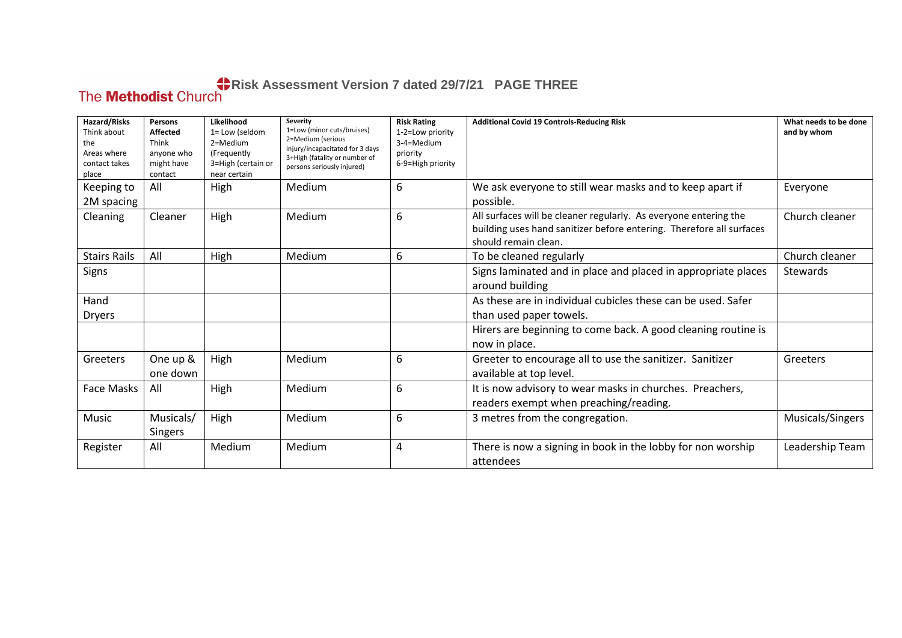The **Methodist** Church

# Risk Assessment Version 7 dated 29/7/21 PAGE THREE

| **Hazard/Risks** Think about the Areas where contact takes place | **Persons Affected** Think anyone who might have contact | **Likelihood** 1= Low (seldom 2=Medium (Frequently 3=High (certain or near certain | **Severity** 1=Low (minor cuts/bruises) 2=Medium (serious injury/incapacitated for 3 days 3+High (fatality or number of persons seriously injured) | **Risk Rating** 1-2=Low priority 3-4=Medium priority 6-9=High priority | **Additional Covid 19 Controls-Reducing Risk** | **What needs to be done and by whom** |
|---|---|---|---|---|---|---|
| Keeping to 2M spacing | All | High | Medium | 6 | We ask everyone to still wear masks and to keep apart if possible. | Everyone |
| Cleaning | Cleaner | High | Medium | 6 | All surfaces will be cleaner regularly. As everyone entering the building uses hand sanitizer before entering. Therefore all surfaces should remain clean. | Church cleaner |
| Stairs Rails | All | High | Medium | 6 | To be cleaned regularly | Church cleaner |
| Signs | | | | | Signs laminated and in place and placed in appropriate places around building | Stewards |
| Hand Dryers | | | | | As these are in individual cubicles these can be used. Safer than used paper towels. | |
| | | | | | Hirers are beginning to come back. A good cleaning routine is now in place. | |
| Greeters | One up & one down | High | Medium | 6 | Greeter to encourage all to use the sanitizer. Sanitizer available at top level. | Greeters |
| Face Masks | All | High | Medium | 6 | It is now advisory to wear masks in churches. Preachers, readers exempt when preaching/reading. | |
| Music | Musicals/ Singers | High | Medium | 6 | 3 metres from the congregation. | Musicals/Singers |
| Register | All | Medium | Medium | 4 | There is now a signing in book in the lobby for non worship attendees | Leadership Team |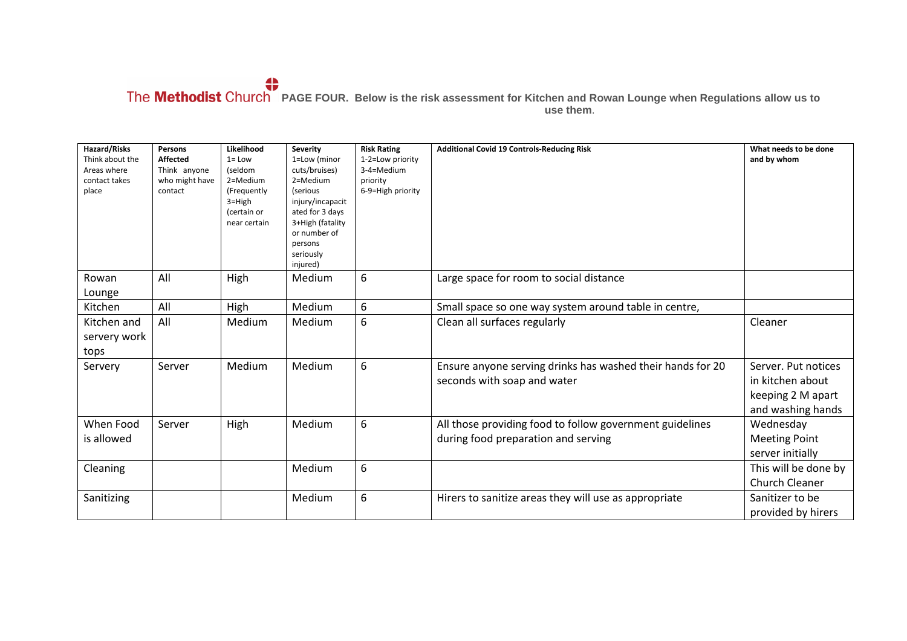The Methodist Church **PAGE FOUR. Below is the risk assessment for Kitchen and Rowan Lounge when Regulations allow us to use them.**

| **Hazard/Risks** Think about the Areas where contact takes place | **Persons Affected** Think anyone who might have contact | **Likelihood** 1= Low (seldom 2=Medium (Frequently 3=High (certain or near certain | **Severity** 1=Low (minor cuts/bruises) 2=Medium (serious injury/incapacitated for 3 days 3+High (fatality or number of persons seriously injured) | **Risk Rating** 1-2=Low priority 3-4=Medium priority 6-9=High priority | **Additional Covid 19 Controls-Reducing Risk** | **What needs to be done and by whom** |
|---|---|---|---|---|---|---|
| Rowan Lounge | All | High | Medium | 6 | Large space for room to social distance | |
| Kitchen | All | High | Medium | 6 | Small space so one way system around table in centre, | |
| Kitchen and servery work tops | All | Medium | Medium | 6 | Clean all surfaces regularly | Cleaner |
| Servery | Server | Medium | Medium | 6 | Ensure anyone serving drinks has washed their hands for 20 seconds with soap and water | Server. Put notices in kitchen about keeping 2 M apart and washing hands |
| When Food is allowed | Server | High | Medium | 6 | All those providing food to follow government guidelines during food preparation and serving | Wednesday Meeting Point server initially |
| Cleaning | | | Medium | 6 | | This will be done by Church Cleaner |
| Sanitizing | | | Medium | 6 | Hirers to sanitize areas they will use as appropriate | Sanitizer to be provided by hirers |